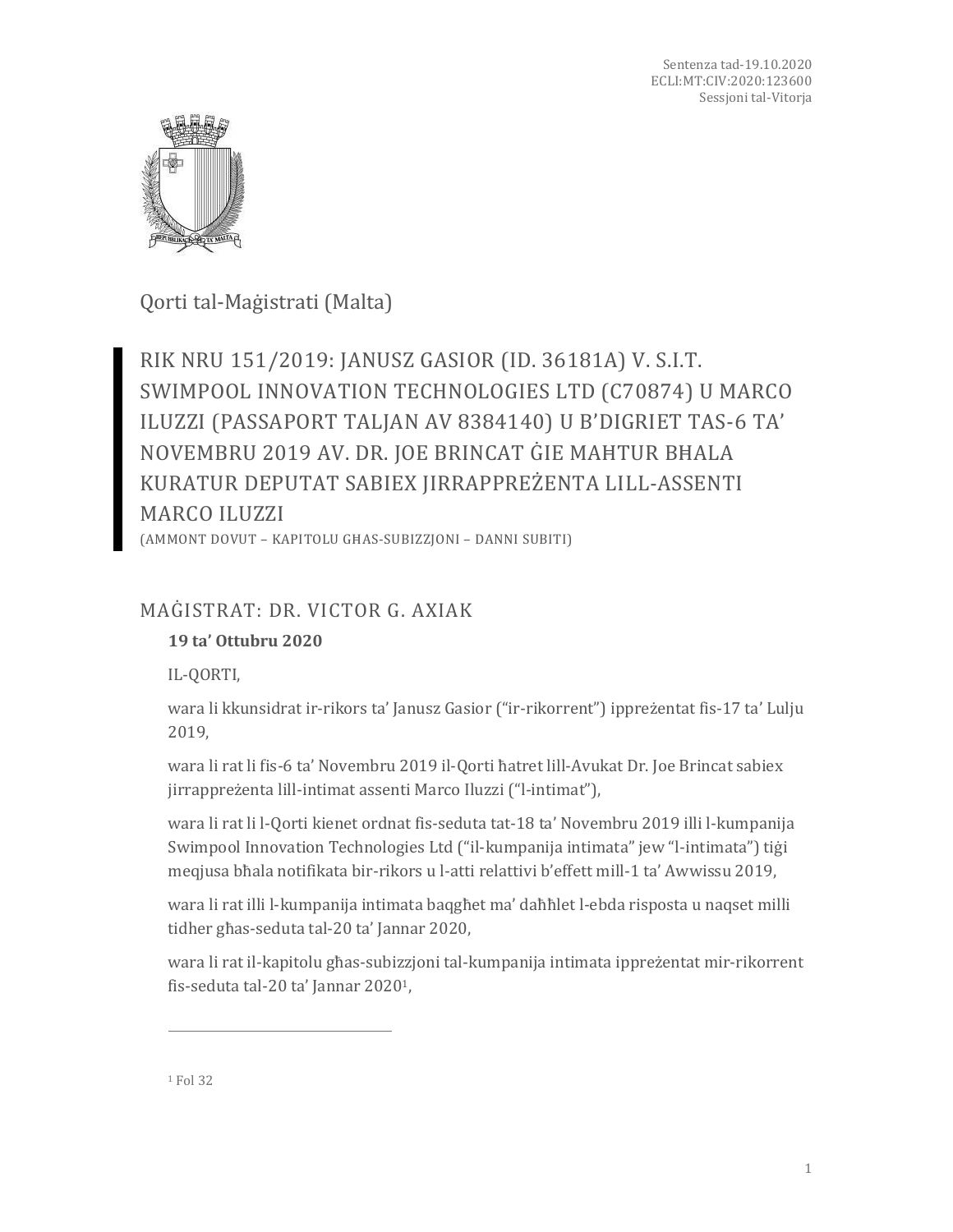Sentenza tad-19.10.2020
ECLI:MT:CIV:2020:123600
Sessjoni tal-Vitorja

Qorti tal-Maġistrati (Malta)

# RIK NRU 151/2019: JANUSZ GASIOR (ID. 36181A) V. S.I.T. SWIMPOOL INNOVATION TECHNOLOGIES LTD (C70874) U MARCO ILUZZI (PASSAPORT TALJAN AV 8384140) U B'DIGRIET TAS-6 TA' NOVEMBRU 2019 AV. DR. JOE BRINCAT ĠIE MAĦTUR BĦALA KURATUR DEPUTAT SABIEX JIRRAPPREŻENTA LILL-ASSENTI MARCO ILUZZI

(AMMONT DOVUT – KAPITOLU GĦAS-SUBIZZJONI – DANNI SUBITI)

## MAĠISTRAT: DR. VICTOR G. AXIAK

**19 ta' Ottubru 2020**

IL-QORTI,

wara li kkunsidrat ir-rikors ta' Janusz Gasior ("ir-rikorrent") ippreżentat fis-17 ta' Lulju 2019,

wara li rat li fis-6 ta' Novembru 2019 il-Qorti ħatret lill-Avukat Dr. Joe Brincat sabiex jirrappreżenta lill-intimat assenti Marco Iluzzi ("l-intimat"),

wara li rat li l-Qorti kienet ordnat fis-seduta tat-18 ta' Novembru 2019 illi l-kumpanija Swimpool Innovation Technologies Ltd ("il-kumpanija intimata" jew "l-intimata") tiġi meqjusa bħala notifikata bir-rikors u l-atti relattivi b'effett mill-1 ta' Awwissu 2019,

wara li rat illi l-kumpanija intimata baqgħet ma' daħħlet l-ebda risposta u naqset milli tidher għas-seduta tal-20 ta' Jannar 2020,

wara li rat il-kapitolu għas-subizzjoni tal-kumpanija intimata ippreżentat mir-rikorrent fis-seduta tal-20 ta' Jannar 2020[1],

[1] Fol 32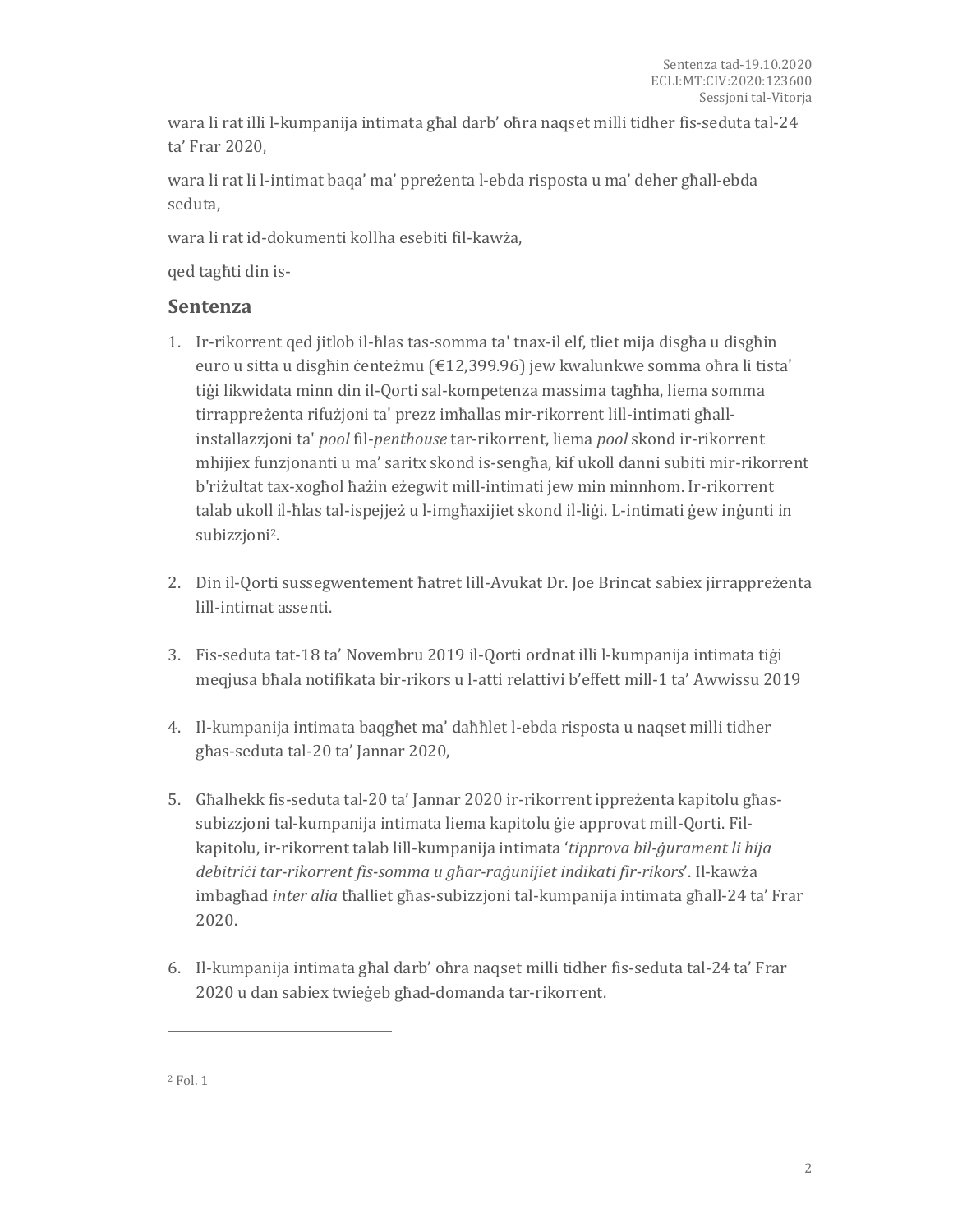wara li rat illi l-kumpanija intimata għal darb' oħra naqset milli tidher fis-seduta tal-24 ta' Frar 2020,

wara li rat li l-intimat baqa' ma' ppreżenta l-ebda risposta u ma' deher għall-ebda seduta,

wara li rat id-dokumenti kollha esebiti fil-kawża,

qed tagħti din is-

## Sentenza

1. Ir-rikorrent qed jitlob il-ħlas tas-somma ta' tnax-il elf, tliet mija disgħa u disgħin euro u sitta u disgħin ċenteżmu (€12,399.96) jew kwalunkwe somma oħra li tista' tiġi likwidata minn din il-Qorti sal-kompetenza massima tagħha, liema somma tirrappreżenta rifużjoni ta' prezz imħallas mir-rikorrent lill-intimati għall-installazzjoni ta' *pool* fil-*penthouse* tar-rikorrent, liema *pool* skond ir-rikorrent mhijiex funzjonanti u ma' saritx skond is-sengħa, kif ukoll danni subiti mir-rikorrent b'riżultat tax-xogħol ħażin eżegwit mill-intimati jew min minnhom. Ir-rikorrent talab ukoll il-ħlas tal-ispejjeż u l-imgħaxijiet skond il-liġi. L-intimati ġew inġunti in subizzjoni[2].

2. Din il-Qorti sussegwentement ħatret lill-Avukat Dr. Joe Brincat sabiex jirrappreżenta lill-intimat assenti.

3. Fis-seduta tat-18 ta' Novembru 2019 il-Qorti ordnat illi l-kumpanija intimata tiġi meqjusa bħala notifikata bir-rikors u l-atti relattivi b'effett mill-1 ta' Awwissu 2019

4. Il-kumpanija intimata baqgħet ma' daħħlet l-ebda risposta u naqset milli tidher għas-seduta tal-20 ta' Jannar 2020,

5. Għalhekk fis-seduta tal-20 ta' Jannar 2020 ir-rikorrent ippreżenta kapitolu għas-subizzjoni tal-kumpanija intimata liema kapitolu ġie approvat mill-Qorti. Fil-kapitolu, ir-rikorrent talab lill-kumpanija intimata '*tipprova bil-ġurament li hija debitriċi tar-rikorrent fis-somma u għar-raġunijiet indikati fir-rikors*'. Il-kawża imbagħad *inter alia* tħalliet għas-subizzjoni tal-kumpanija intimata għall-24 ta' Frar 2020.

6. Il-kumpanija intimata għal darb' oħra naqset milli tidher fis-seduta tal-24 ta' Frar 2020 u dan sabiex twieġeb għad-domanda tar-rikorrent.

---

[2] Fol. 1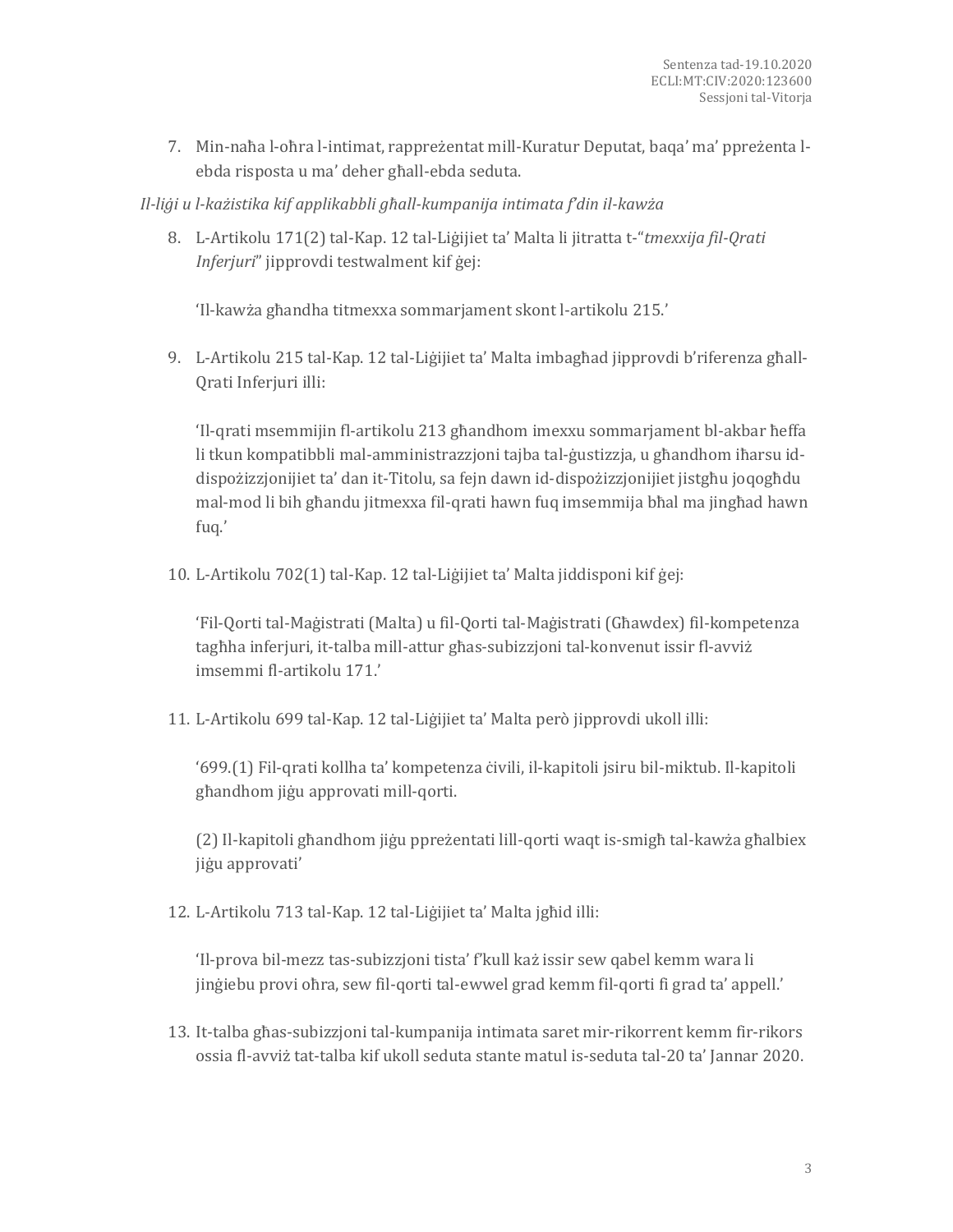7. Min-naħa l-oħra l-intimat, rappreżentat mill-Kuratur Deputat, baqa' ma' ppreżenta l-ebda risposta u ma' deher għall-ebda seduta.

*Il-liġi u l-każistika kif applikabbli għall-kumpanija intimata f'din il-kawża*

8. L-Artikolu 171(2) tal-Kap. 12 tal-Liġijiet ta' Malta li jitratta t-"*tmexxija fil-Qrati Inferjuri*" jipprovdi testwalment kif ġej:

   'Il-kawża għandha titmexxa sommarjament skont l-artikolu 215.'

9. L-Artikolu 215 tal-Kap. 12 tal-Liġijiet ta' Malta imbagħad jipprovdi b'riferenza għall-Qrati Inferjuri illi:

   'Il-qrati msemmijin fl-artikolu 213 għandhom imexxu sommarjament bl-akbar ħeffa li tkun kompatibbli mal-amministrazzjoni tajba tal-ġustizzja, u għandhom iħarsu id-dispożizzjonijiet ta' dan it-Titolu, sa fejn dawn id-dispożizzjonijiet jistgħu joqogħdu mal-mod li bih għandu jitmexxa fil-qrati hawn fuq imsemmija bħal ma jingħad hawn fuq.'

10. L-Artikolu 702(1) tal-Kap. 12 tal-Liġijiet ta' Malta jiddisponi kif ġej:

    'Fil-Qorti tal-Maġistrati (Malta) u fil-Qorti tal-Maġistrati (Għawdex) fil-kompetenza tagħha inferjuri, it-talba mill-attur għas-subizzjoni tal-konvenut issir fl-avviż imsemmi fl-artikolu 171.'

11. L-Artikolu 699 tal-Kap. 12 tal-Liġijiet ta' Malta però jipprovdi ukoll illi:

    '699.(1) Fil-qrati kollha ta' kompetenza ċivili, il-kapitoli jsiru bil-miktub. Il-kapitoli għandhom jiġu approvati mill-qorti.

    (2) Il-kapitoli għandhom jiġu ppreżentati lill-qorti waqt is-smigħ tal-kawża għalbiex jiġu approvati'

12. L-Artikolu 713 tal-Kap. 12 tal-Liġijiet ta' Malta jgħid illi:

    'Il-prova bil-mezz tas-subizzjoni tista' f'kull każ issir sew qabel kemm wara li jinġiebu provi oħra, sew fil-qorti tal-ewwel grad kemm fil-qorti fi grad ta' appell.'

13. It-talba għas-subizzjoni tal-kumpanija intimata saret mir-rikorrent kemm fir-rikors ossia fl-avviż tat-talba kif ukoll seduta stante matul is-seduta tal-20 ta' Jannar 2020.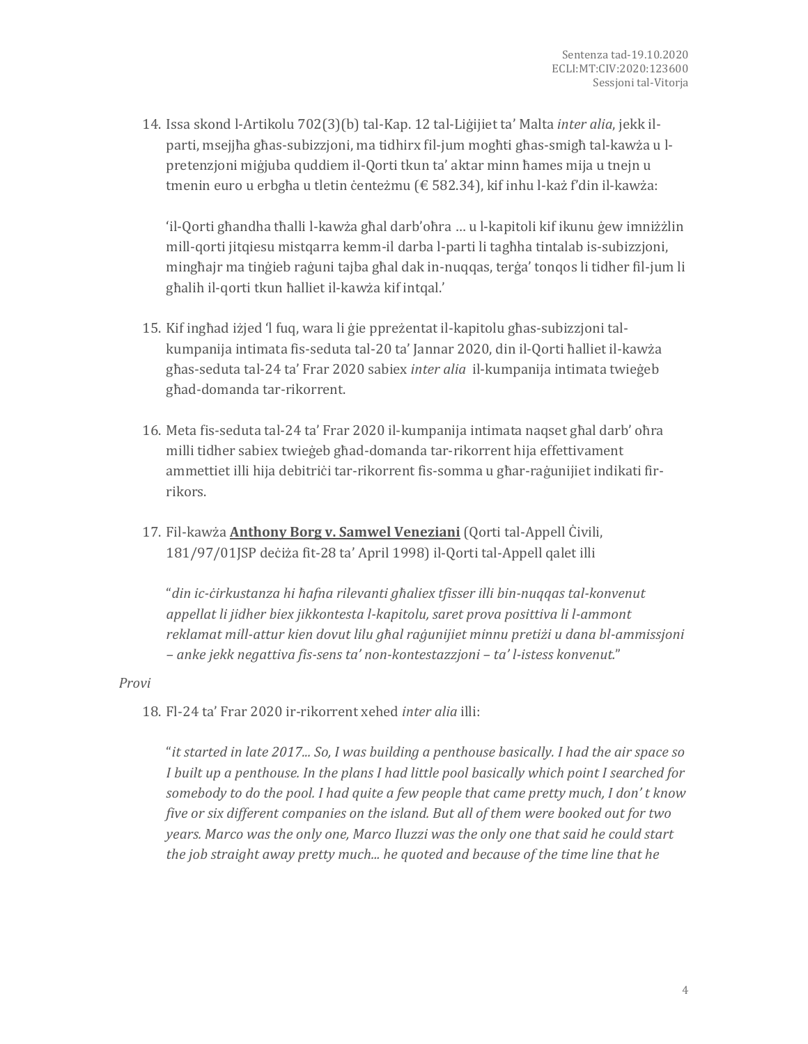14. Issa skond l-Artikolu 702(3)(b) tal-Kap. 12 tal-Liġijiet ta' Malta *inter alia*, jekk il-parti, msejjħa għas-subizzjoni, ma tidhirx fil-jum mogħti għas-smigħ tal-kawża u l-pretenzjoni miġjuba quddiem il-Qorti tkun ta' aktar minn ħames mija u tnejn u tmenin euro u erbgħa u tletin ċenteżmu (€ 582.34), kif inhu l-każ f'din il-kawża:

    'il-Qorti għandha tħalli l-kawża għal darb'oħra … u l-kapitoli kif ikunu ġew imniżżlin mill-qorti jitqiesu mistqarra kemm-il darba l-parti li tagħha tintalab is-subizzjoni, mingħajr ma tinġieb raġuni tajba għal dak in-nuqqas, terġa' tonqos li tidher fil-jum li għalih il-qorti tkun ħalliet il-kawża kif intqal.'

15. Kif ingħad iżjed 'l fuq, wara li ġie ppreżentat il-kapitolu għas-subizzjoni tal-kumpanija intimata fis-seduta tal-20 ta' Jannar 2020, din il-Qorti ħalliet il-kawża għas-seduta tal-24 ta' Frar 2020 sabiex *inter alia* il-kumpanija intimata twieġeb għad-domanda tar-rikorrent.

16. Meta fis-seduta tal-24 ta' Frar 2020 il-kumpanija intimata naqset għal darb' oħra milli tidher sabiex twieġeb għad-domanda tar-rikorrent hija effettivament ammettiet illi hija debitriċi tar-rikorrent fis-somma u għar-raġunijiet indikati fir-rikors.

17. Fil-kawża **Anthony Borg v. Samwel Veneziani** (Qorti tal-Appell Ċivili, 181/97/01JSP deċiża fit-28 ta' April 1998) il-Qorti tal-Appell qalet illi

    "*din iċ-ċirkustanza hi ħafna rilevanti għaliex tfisser illi bin-nuqqas tal-konvenut appellat li jidher biex jikkontesta l-kapitolu, saret prova posittiva li l-ammont reklamat mill-attur kien dovut lilu għal raġunijiet minnu pretiżi u dana bl-ammissjoni – anke jekk negattiva fis-sens ta' non-kontestazzjoni – ta' l-istess konvenut.*"

*Provi*

18. Fl-24 ta' Frar 2020 ir-rikorrent xehed *inter alia* illi:

    "*it started in late 2017... So, I was building a penthouse basically. I had the air space so I built up a penthouse. In the plans I had little pool basically which point I searched for somebody to do the pool. I had quite a few people that came pretty much, I don' t know five or six different companies on the island. But all of them were booked out for two years. Marco was the only one, Marco Iluzzi was the only one that said he could start the job straight away pretty much... he quoted and because of the time line that he*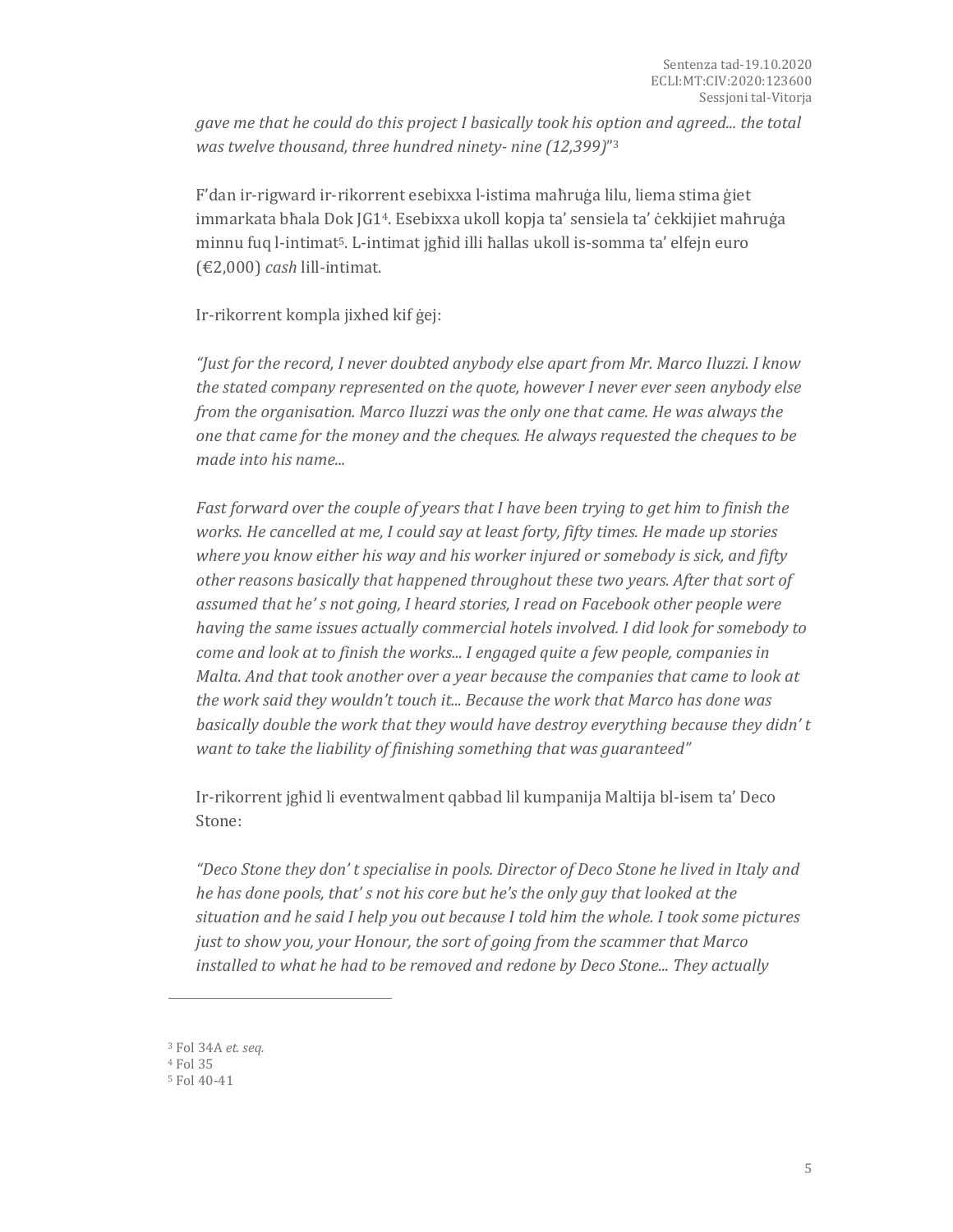*gave me that he could do this project I basically took his option and agreed... the total was twelve thousand, three hundred ninety- nine (12,399)*"[3]

F'dan ir-rigward ir-rikorrent esebixxa l-istima maħruġa lilu, liema stima ġiet immarkata bħala Dok JG1[4]. Esebixxa ukoll kopja ta' sensiela ta' ċekkijiet maħruġa minnu fuq l-intimat[5]. L-intimat jgħid illi ħallas ukoll is-somma ta' elfejn euro (€2,000) *cash* lill-intimat.

Ir-rikorrent kompla jixhed kif ġej:

*"Just for the record, I never doubted anybody else apart from Mr. Marco Iluzzi. I know the stated company represented on the quote, however I never ever seen anybody else from the organisation. Marco Iluzzi was the only one that came. He was always the one that came for the money and the cheques. He always requested the cheques to be made into his name...*

*Fast forward over the couple of years that I have been trying to get him to finish the works. He cancelled at me, I could say at least forty, fifty times. He made up stories where you know either his way and his worker injured or somebody is sick, and fifty other reasons basically that happened throughout these two years. After that sort of assumed that he' s not going, I heard stories, I read on Facebook other people were having the same issues actually commercial hotels involved. I did look for somebody to come and look at to finish the works... I engaged quite a few people, companies in Malta. And that took another over a year because the companies that came to look at the work said they wouldn't touch it... Because the work that Marco has done was basically double the work that they would have destroy everything because they didn' t want to take the liability of finishing something that was guaranteed"*

Ir-rikorrent jgħid li eventwalment qabbad lil kumpanija Maltija bl-isem ta' Deco Stone:

*"Deco Stone they don' t specialise in pools. Director of Deco Stone he lived in Italy and he has done pools, that' s not his core but he's the only guy that looked at the situation and he said I help you out because I told him the whole. I took some pictures just to show you, your Honour, the sort of going from the scammer that Marco installed to what he had to be removed and redone by Deco Stone... They actually*

---

[3] Fol 34A *et. seq.*

[4] Fol 35

[5] Fol 40-41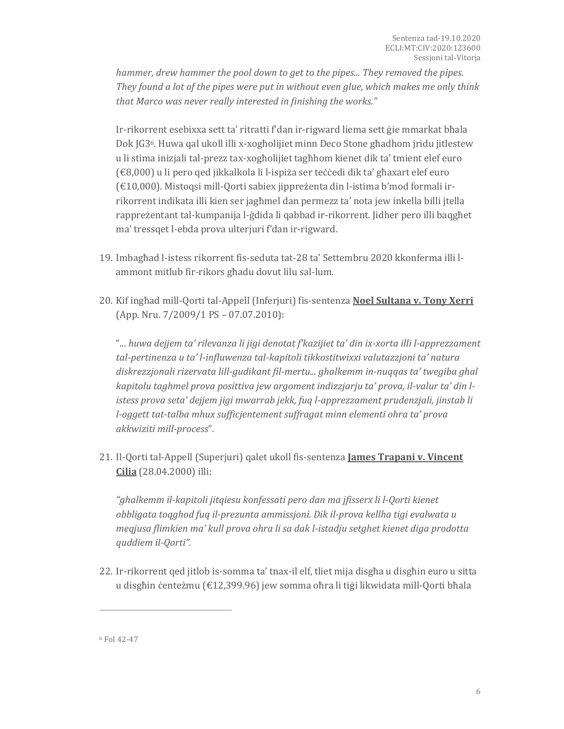*hammer, drew hammer the pool down to get to the pipes... They removed the pipes. They found a lot of the pipes were put in without even glue, which makes me only think that Marco was never really interested in finishing the works."*

Ir-rikorrent esebixxa sett ta' ritratti f'dan ir-rigward liema sett ġie mmarkat bħala Dok JG3[6]. Huwa qal ukoll illi x-xogħolijiet minn Deco Stone għadhom jridu jitlestew u li stima inizjali tal-prezz tax-xogħolijiet tagħhom kienet dik ta' tmient elef euro (€8,000) u li pero qed jikkalkola li l-ispiża ser teċċedi dik ta' għaxart elef euro (€10,000). Mistoqsi mill-Qorti sabiex jippreżenta din l-istima b'mod formali ir-rikorrent indikata illi kien ser jagħmel dan permezz ta' nota jew inkella billi jtella rappreżentant tal-kumpanija l-ġdida li qabbad ir-rikorrent. Jidher pero illi baqgħet ma' tressqet l-ebda prova ulterjuri f'dan ir-rigward.

19. Imbagħad l-istess rikorrent fis-seduta tat-28 ta' Settembru 2020 kkonferma illi l-ammont mitlub fir-rikors għadu dovut lilu sal-lum.

20. Kif ingħad mill-Qorti tal-Appell (Inferjuri) fis-sentenza **Noel Sultana v. Tony Xerri** (App. Nru. 7/2009/1 PS – 07.07.2010):

    "*... huwa dejjem ta' rilevanza li jigi denotat f'kazijiet ta' din ix-xorta illi l-apprezzament tal-pertinenza u ta' l-influwenza tal-kapitoli tikkostitwixxi valutazzjoni ta' natura diskrezzjonali rizervata lill-gudikant fil-mertu... ghalkemm in-nuqqas ta' twegiba ghal kapitolu taghmel prova posittiva jew argoment indizzjarju ta' prova, il-valur ta' din l-istess prova seta' dejjem jigi mwarrab jekk, fuq l-apprezzament prudenzjali, jinstab li l-oggett tat-talba mhux sufficjentement suffragat minn elementi ohra ta' prova akkwiziti mill-process*".

21. Il-Qorti tal-Appell (Superjuri) qalet ukoll fis-sentenza **James Trapani v. Vincent Cilia** (28.04.2000) illi:

    *"ghalkemm il-kapitoli jitqiesu konfessati pero dan ma jfisserx li l-Qorti kienet obbligata toqghod fuq il-prezunta ammissjoni. Dik il-prova kellha tigi evalwata u meqjusa flimkien ma' kull prova ohra li sa dak l-istadju setghet kienet diga prodotta quddiem il-Qorti".*

22. Ir-rikorrent qed jitlob is-somma ta' tnax-il elf, tliet mija disgħa u disgħin euro u sitta u disgħin ċenteżmu (€12,399.96) jew somma oħra li tiġi likwidata mill-Qorti bħala

[6] Fol 42-47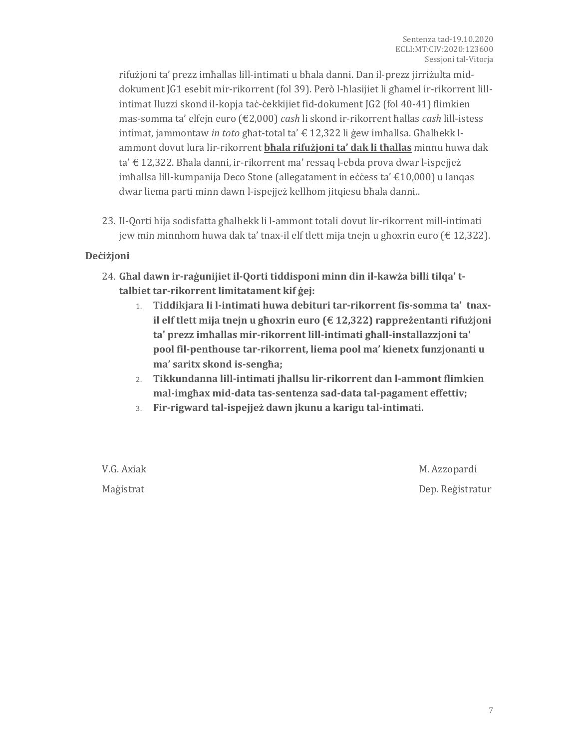rifużjoni ta' prezz imħallas lill-intimati u bħala danni. Dan il-prezz jirriżulta mid-dokument JG1 esebit mir-rikorrent (fol 39). Però l-ħlasijiet li għamel ir-rikorrent lill-intimat Iluzzi skond il-kopja taċ-ċekkijiet fid-dokument JG2 (fol 40-41) flimkien mas-somma ta' elfejn euro (€2,000) *cash* li skond ir-rikorrent ħallas *cash* lill-istess intimat, jammontaw *in toto* għat-total ta' € 12,322 li ġew imħallsa. Għalhekk l-ammont dovut lura lir-rikorrent **bħala rifużjoni ta' dak li tħallas** minnu huwa dak ta' € 12,322. Bħala danni, ir-rikorrent ma' ressaq l-ebda prova dwar l-ispejjeż imħallsa lill-kumpanija Deco Stone (allegatament in eċċess ta' €10,000) u lanqas dwar liema parti minn dawn l-ispejjeż kellhom jitqiesu bħala danni..

23. Il-Qorti hija sodisfatta għalhekk li l-ammont totali dovut lir-rikorrent mill-intimati jew min minnhom huwa dak ta' tnax-il elf tlett mija tnejn u għoxrin euro (€ 12,322).

**Deċiżjoni**

24. **Għal dawn ir-raġunijiet il-Qorti tiddisponi minn din il-kawża billi tilqa' t-talbiet tar-rikorrent limitatament kif ġej:**
    1. **Tiddikjara li l-intimati huwa debituri tar-rikorrent fis-somma ta' tnax-il elf tlett mija tnejn u għoxrin euro (€ 12,322) rappreżentanti rifużjoni ta' prezz imħallas mir-rikorrent lill-intimati għall-installazzjoni ta' pool fil-penthouse tar-rikorrent, liema pool ma' kienetx funzjonanti u ma' saritx skond is-sengħa;**
    2. **Tikkundanna lill-intimati jħallsu lir-rikorrent dan l-ammont flimkien mal-imgħax mid-data tas-sentenza sad-data tal-pagament effettiv;**
    3. **Fir-rigward tal-ispejjeż dawn jkunu a karigu tal-intimati.**

V.G. Axiak
Maġistrat

M. Azzopardi
Dep. Reġistratur